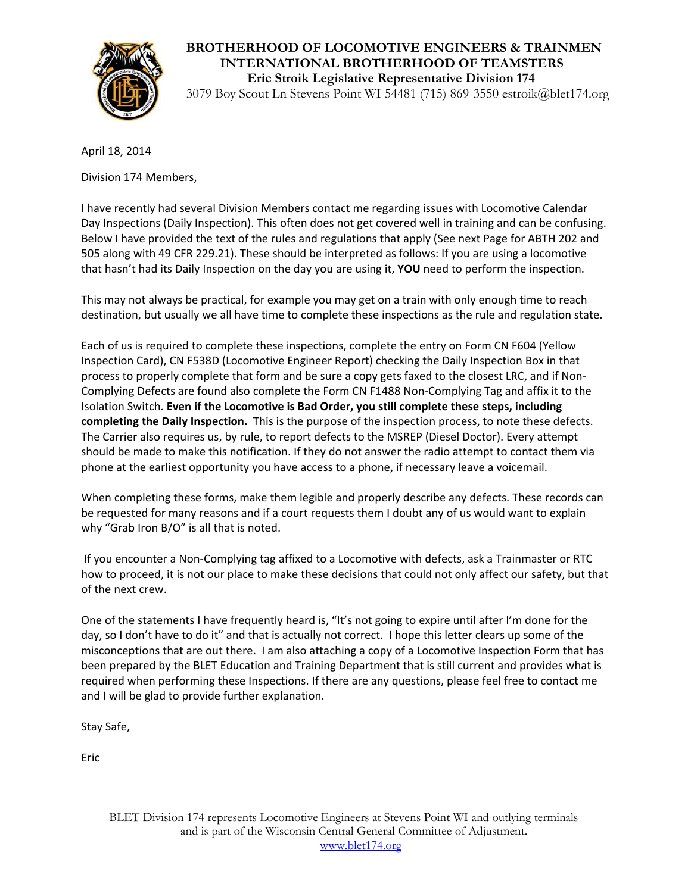**BROTHERHOOD OF LOCOMOTIVE ENGINEERS & TRAINMEN**
**INTERNATIONAL BROTHERHOOD OF TEAMSTERS**
**Eric Stroik Legislative Representative Division 174**
3079 Boy Scout Ln Stevens Point WI 54481 (715) 869-3550 estroik@blet174.org

April 18, 2014

Division 174 Members,

I have recently had several Division Members contact me regarding issues with Locomotive Calendar Day Inspections (Daily Inspection). This often does not get covered well in training and can be confusing. Below I have provided the text of the rules and regulations that apply (See next Page for ABTH 202 and 505 along with 49 CFR 229.21). These should be interpreted as follows: If you are using a locomotive that hasn't had its Daily Inspection on the day you are using it, **YOU** need to perform the inspection.

This may not always be practical, for example you may get on a train with only enough time to reach destination, but usually we all have time to complete these inspections as the rule and regulation state.

Each of us is required to complete these inspections, complete the entry on Form CN F604 (Yellow Inspection Card), CN F538D (Locomotive Engineer Report) checking the Daily Inspection Box in that process to properly complete that form and be sure a copy gets faxed to the closest LRC, and if Non-Complying Defects are found also complete the Form CN F1488 Non-Complying Tag and affix it to the Isolation Switch. **Even if the Locomotive is Bad Order, you still complete these steps, including completing the Daily Inspection.** This is the purpose of the inspection process, to note these defects. The Carrier also requires us, by rule, to report defects to the MSREP (Diesel Doctor). Every attempt should be made to make this notification. If they do not answer the radio attempt to contact them via phone at the earliest opportunity you have access to a phone, if necessary leave a voicemail.

When completing these forms, make them legible and properly describe any defects. These records can be requested for many reasons and if a court requests them I doubt any of us would want to explain why "Grab Iron B/O" is all that is noted.

If you encounter a Non-Complying tag affixed to a Locomotive with defects, ask a Trainmaster or RTC how to proceed, it is not our place to make these decisions that could not only affect our safety, but that of the next crew.

One of the statements I have frequently heard is, "It's not going to expire until after I'm done for the day, so I don't have to do it" and that is actually not correct. I hope this letter clears up some of the misconceptions that are out there. I am also attaching a copy of a Locomotive Inspection Form that has been prepared by the BLET Education and Training Department that is still current and provides what is required when performing these Inspections. If there are any questions, please feel free to contact me and I will be glad to provide further explanation.

Stay Safe,

Eric

BLET Division 174 represents Locomotive Engineers at Stevens Point WI and outlying terminals and is part of the Wisconsin Central General Committee of Adjustment.
www.blet174.org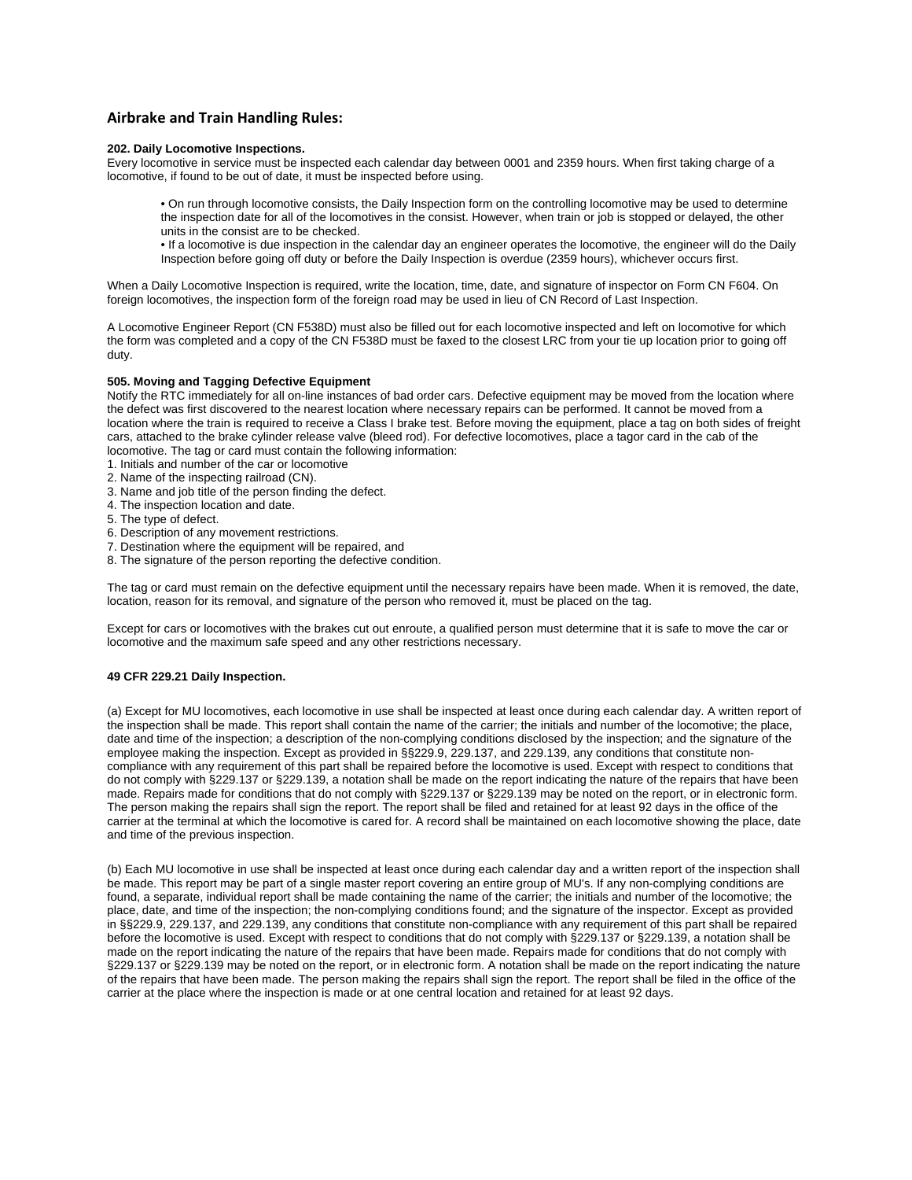## Airbrake and Train Handling Rules:

**202. Daily Locomotive Inspections.**

Every locomotive in service must be inspected each calendar day between 0001 and 2359 hours. When first taking charge of a locomotive, if found to be out of date, it must be inspected before using.

- On run through locomotive consists, the Daily Inspection form on the controlling locomotive may be used to determine the inspection date for all of the locomotives in the consist. However, when train or job is stopped or delayed, the other units in the consist are to be checked.
- If a locomotive is due inspection in the calendar day an engineer operates the locomotive, the engineer will do the Daily Inspection before going off duty or before the Daily Inspection is overdue (2359 hours), whichever occurs first.

When a Daily Locomotive Inspection is required, write the location, time, date, and signature of inspector on Form CN F604. On foreign locomotives, the inspection form of the foreign road may be used in lieu of CN Record of Last Inspection.

A Locomotive Engineer Report (CN F538D) must also be filled out for each locomotive inspected and left on locomotive for which the form was completed and a copy of the CN F538D must be faxed to the closest LRC from your tie up location prior to going off duty.

**505. Moving and Tagging Defective Equipment**

Notify the RTC immediately for all on-line instances of bad order cars. Defective equipment may be moved from the location where the defect was first discovered to the nearest location where necessary repairs can be performed. It cannot be moved from a location where the train is required to receive a Class I brake test. Before moving the equipment, place a tag on both sides of freight cars, attached to the brake cylinder release valve (bleed rod). For defective locomotives, place a tagor card in the cab of the locomotive. The tag or card must contain the following information:

1. Initials and number of the car or locomotive
2. Name of the inspecting railroad (CN).
3. Name and job title of the person finding the defect.
4. The inspection location and date.
5. The type of defect.
6. Description of any movement restrictions.
7. Destination where the equipment will be repaired, and
8. The signature of the person reporting the defective condition.

The tag or card must remain on the defective equipment until the necessary repairs have been made. When it is removed, the date, location, reason for its removal, and signature of the person who removed it, must be placed on the tag.

Except for cars or locomotives with the brakes cut out enroute, a qualified person must determine that it is safe to move the car or locomotive and the maximum safe speed and any other restrictions necessary.

**49 CFR 229.21 Daily Inspection.**

(a) Except for MU locomotives, each locomotive in use shall be inspected at least once during each calendar day. A written report of the inspection shall be made. This report shall contain the name of the carrier; the initials and number of the locomotive; the place, date and time of the inspection; a description of the non-complying conditions disclosed by the inspection; and the signature of the employee making the inspection. Except as provided in §§229.9, 229.137, and 229.139, any conditions that constitute non-compliance with any requirement of this part shall be repaired before the locomotive is used. Except with respect to conditions that do not comply with §229.137 or §229.139, a notation shall be made on the report indicating the nature of the repairs that have been made. Repairs made for conditions that do not comply with §229.137 or §229.139 may be noted on the report, or in electronic form. The person making the repairs shall sign the report. The report shall be filed and retained for at least 92 days in the office of the carrier at the terminal at which the locomotive is cared for. A record shall be maintained on each locomotive showing the place, date and time of the previous inspection.

(b) Each MU locomotive in use shall be inspected at least once during each calendar day and a written report of the inspection shall be made. This report may be part of a single master report covering an entire group of MU's. If any non-complying conditions are found, a separate, individual report shall be made containing the name of the carrier; the initials and number of the locomotive; the place, date, and time of the inspection; the non-complying conditions found; and the signature of the inspector. Except as provided in §§229.9, 229.137, and 229.139, any conditions that constitute non-compliance with any requirement of this part shall be repaired before the locomotive is used. Except with respect to conditions that do not comply with §229.137 or §229.139, a notation shall be made on the report indicating the nature of the repairs that have been made. Repairs made for conditions that do not comply with §229.137 or §229.139 may be noted on the report, or in electronic form. A notation shall be made on the report indicating the nature of the repairs that have been made. The person making the repairs shall sign the report. The report shall be filed in the office of the carrier at the place where the inspection is made or at one central location and retained for at least 92 days.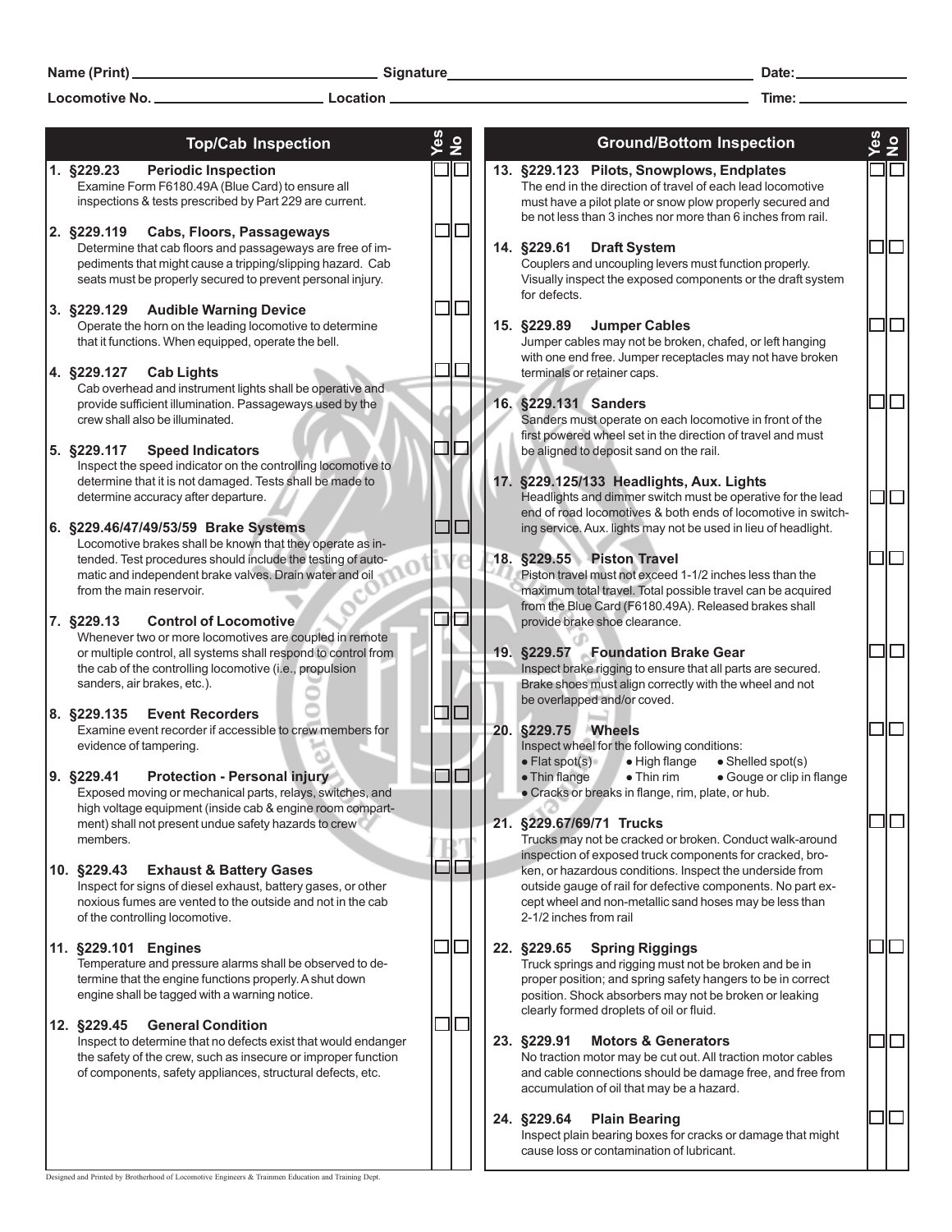Name (Print) ______________________ Signature ______________________ Date: __________

Locomotive No. ______________ Location ______________________ Time: __________

## Top/Cab Inspection

| Item | Yes | No |
|---|---|---|
| **1. §229.23 Periodic Inspection** Examine Form F6180.49A (Blue Card) to ensure all inspections & tests prescribed by Part 229 are current. | ☐ | ☐ |
| **2. §229.119 Cabs, Floors, Passageways** Determine that cab floors and passageways are free of impediments that might cause a tripping/slipping hazard. Cab seats must be properly secured to prevent personal injury. | ☐ | ☐ |
| **3. §229.129 Audible Warning Device** Operate the horn on the leading locomotive to determine that it functions. When equipped, operate the bell. | ☐ | ☐ |
| **4. §229.127 Cab Lights** Cab overhead and instrument lights shall be operative and provide sufficient illumination. Passageways used by the crew shall also be illuminated. | ☐ | ☐ |
| **5. §229.117 Speed Indicators** Inspect the speed indicator on the controlling locomotive to determine that it is not damaged. Tests shall be made to determine accuracy after departure. | ☐ | ☐ |
| **6. §229.46/47/49/53/59 Brake Systems** Locomotive brakes shall be known that they operate as intended. Test procedures should include the testing of automatic and independent brake valves. Drain water and oil from the main reservoir. | ☐ | ☐ |
| **7. §229.13 Control of Locomotive** Whenever two or more locomotives are coupled in remote or multiple control, all systems shall respond to control from the cab of the controlling locomotive (i.e., propulsion sanders, air brakes, etc.). | ☐ | ☐ |
| **8. §229.135 Event Recorders** Examine event recorder if accessible to crew members for evidence of tampering. | ☐ | ☐ |
| **9. §229.41 Protection - Personal injury** Exposed moving or mechanical parts, relays, switches, and high voltage equipment (inside cab & engine room compartment) shall not present undue safety hazards to crew members. | ☐ | ☐ |
| **10. §229.43 Exhaust & Battery Gases** Inspect for signs of diesel exhaust, battery gases, or other noxious fumes are vented to the outside and not in the cab of the controlling locomotive. | ☐ | ☐ |
| **11. §229.101 Engines** Temperature and pressure alarms shall be observed to determine that the engine functions properly. A shut down engine shall be tagged with a warning notice. | ☐ | ☐ |
| **12. §229.45 General Condition** Inspect to determine that no defects exist that would endanger the safety of the crew, such as insecure or improper function of components, safety appliances, structural defects, etc. | ☐ | ☐ |

## Ground/Bottom Inspection

| Item | Yes | No |
|---|---|---|
| **13. §229.123 Pilots, Snowplows, Endplates** The end in the direction of travel of each lead locomotive must have a pilot plate or snow plow properly secured and be not less than 3 inches nor more than 6 inches from rail. | ☐ | ☐ |
| **14. §229.61 Draft System** Couplers and uncoupling levers must function properly. Visually inspect the exposed components or the draft system for defects. | ☐ | ☐ |
| **15. §229.89 Jumper Cables** Jumper cables may not be broken, chafed, or left hanging with one end free. Jumper receptacles may not have broken terminals or retainer caps. | ☐ | ☐ |
| **16. §229.131 Sanders** Sanders must operate on each locomotive in front of the first powered wheel set in the direction of travel and must be aligned to deposit sand on the rail. | ☐ | ☐ |
| **17. §229.125/133 Headlights, Aux. Lights** Headlights and dimmer switch must be operative for the lead end of road locomotives & both ends of locomotive in switching service. Aux. lights may not be used in lieu of headlight. | ☐ | ☐ |
| **18. §229.55 Piston Travel** Piston travel must not exceed 1-1/2 inches less than the maximum total travel. Total possible travel can be acquired from the Blue Card (F6180.49A). Released brakes shall provide brake shoe clearance. | ☐ | ☐ |
| **19. §229.57 Foundation Brake Gear** Inspect brake rigging to ensure that all parts are secured. Brake shoes must align correctly with the wheel and not be overlapped and/or coved. | ☐ | ☐ |
| **20. §229.75 Wheels** Inspect wheel for the following conditions: • Flat spot(s) • High flange • Shelled spot(s) • Thin flange • Thin rim • Gouge or clip in flange • Cracks or breaks in flange, rim, plate, or hub. | ☐ | ☐ |
| **21. §229.67/69/71 Trucks** Trucks may not be cracked or broken. Conduct walk-around inspection of exposed truck components for cracked, broken, or hazardous conditions. Inspect the underside from outside gauge of rail for defective components. No part except wheel and non-metallic sand hoses may be less than 2-1/2 inches from rail | ☐ | ☐ |
| **22. §229.65 Spring Riggings** Truck springs and rigging must not be broken and be in proper position; and spring safety hangers to be in correct position. Shock absorbers may not be broken or leaking clearly formed droplets of oil or fluid. | ☐ | ☐ |
| **23. §229.91 Motors & Generators** No traction motor may be cut out. All traction motor cables and cable connections should be damage free, and free from accumulation of oil that may be a hazard. | ☐ | ☐ |
| **24. §229.64 Plain Bearing** Inspect plain bearing boxes for cracks or damage that might cause loss or contamination of lubricant. | ☐ | ☐ |

Designed and Printed by Brotherhood of Locomotive Engineers & Trainmen Education and Training Dept.